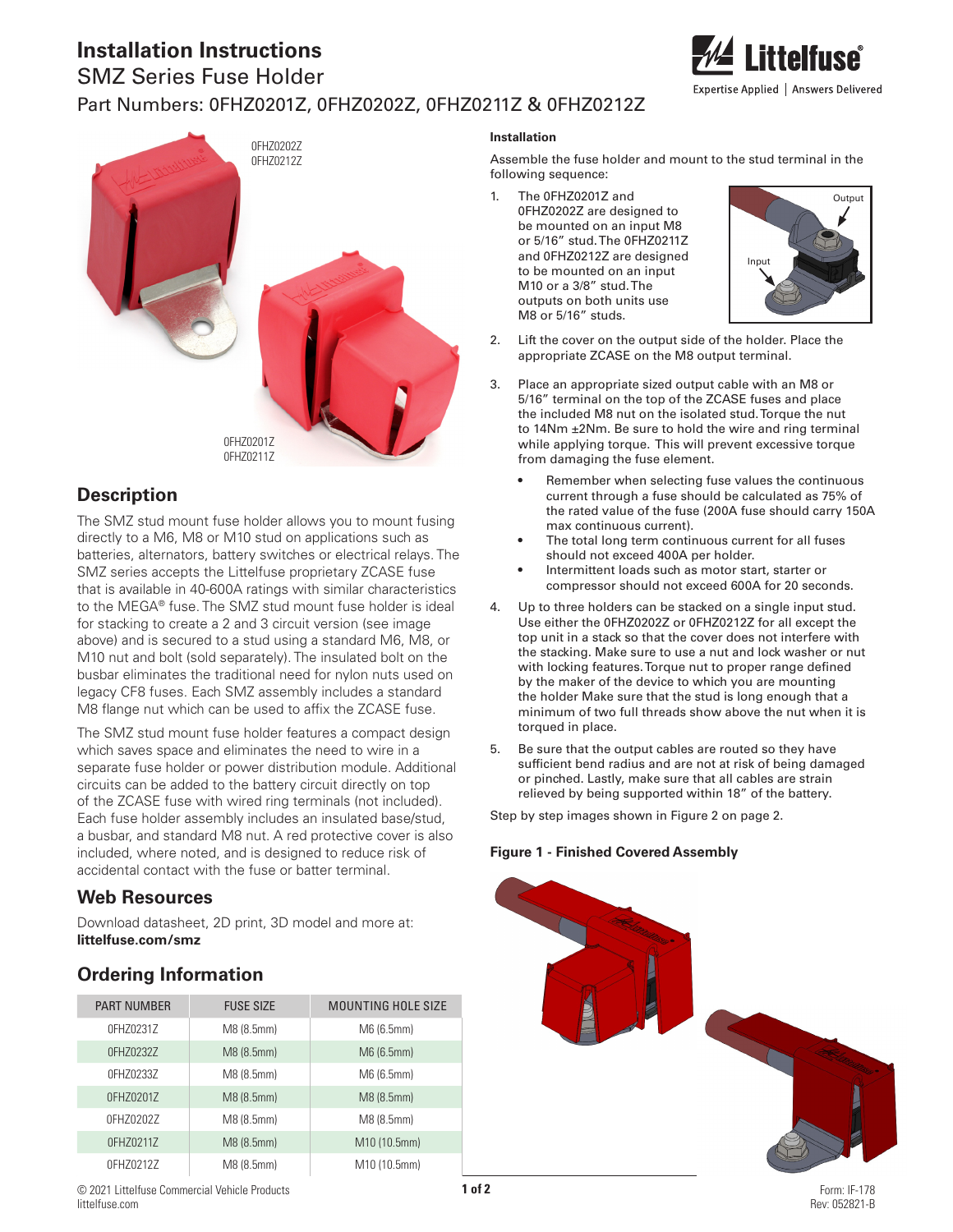# Installation Instructions

SMZ Series Fuse Holder

Part Numbers: 0FHZ0201Z, 0FHZ0202Z, 0FHZ0211Z & 0FHZ0212Z

0FHZ0202Z
0FHZ0212Z

0FHZ0201Z
0FHZ0211Z

## Description

The SMZ stud mount fuse holder allows you to mount fusing directly to a M6, M8 or M10 stud on applications such as batteries, alternators, battery switches or electrical relays. The SMZ series accepts the Littelfuse proprietary ZCASE fuse that is available in 40-600A ratings with similar characteristics to the MEGA® fuse. The SMZ stud mount fuse holder is ideal for stacking to create a 2 and 3 circuit version (see image above) and is secured to a stud using a standard M6, M8, or M10 nut and bolt (sold separately). The insulated bolt on the busbar eliminates the traditional need for nylon nuts used on legacy CF8 fuses. Each SMZ assembly includes a standard M8 flange nut which can be used to affix the ZCASE fuse.

The SMZ stud mount fuse holder features a compact design which saves space and eliminates the need to wire in a separate fuse holder or power distribution module. Additional circuits can be added to the battery circuit directly on top of the ZCASE fuse with wired ring terminals (not included). Each fuse holder assembly includes an insulated base/stud, a busbar, and standard M8 nut. A red protective cover is also included, where noted, and is designed to reduce risk of accidental contact with the fuse or batter terminal.

## Web Resources

Download datasheet, 2D print, 3D model and more at: **littelfuse.com/smz**

## Ordering Information

| PART NUMBER | FUSE SIZE | MOUNTING HOLE SIZE |
|---|---|---|
| 0FHZ0231Z | M8 (8.5mm) | M6 (6.5mm) |
| 0FHZ0232Z | M8 (8.5mm) | M6 (6.5mm) |
| 0FHZ0233Z | M8 (8.5mm) | M6 (6.5mm) |
| 0FHZ0201Z | M8 (8.5mm) | M8 (8.5mm) |
| 0FHZ0202Z | M8 (8.5mm) | M8 (8.5mm) |
| 0FHZ0211Z | M8 (8.5mm) | M10 (10.5mm) |
| 0FHZ0212Z | M8 (8.5mm) | M10 (10.5mm) |

**Installation**

Assemble the fuse holder and mount to the stud terminal in the following sequence:

1. The 0FHZ0201Z and 0FHZ0202Z are designed to be mounted on an input M8 or 5/16" stud. The 0FHZ0211Z and 0FHZ0212Z are designed to be mounted on an input M10 or a 3/8" stud. The outputs on both units use M8 or 5/16" studs.

   Output
   Input

2. Lift the cover on the output side of the holder. Place the appropriate ZCASE on the M8 output terminal.
3. Place an appropriate sized output cable with an M8 or 5/16" terminal on the top of the ZCASE fuses and place the included M8 nut on the isolated stud. Torque the nut to 14Nm ±2Nm. Be sure to hold the wire and ring terminal while applying torque. This will prevent excessive torque from damaging the fuse element.
   - Remember when selecting fuse values the continuous current through a fuse should be calculated as 75% of the rated value of the fuse (200A fuse should carry 150A max continuous current).
   - The total long term continuous current for all fuses should not exceed 400A per holder.
   - Intermittent loads such as motor start, starter or compressor should not exceed 600A for 20 seconds.
4. Up to three holders can be stacked on a single input stud. Use either the 0FHZ0202Z or 0FHZ0212Z for all except the top unit in a stack so that the cover does not interfere with the stacking. Make sure to use a nut and lock washer or nut with locking features. Torque nut to proper range defined by the maker of the device to which you are mounting the holder Make sure that the stud is long enough that a minimum of two full threads show above the nut when it is torqued in place.
5. Be sure that the output cables are routed so they have sufficient bend radius and are not at risk of being damaged or pinched. Lastly, make sure that all cables are strain relieved by being supported within 18" of the battery.

Step by step images shown in Figure 2 on page 2.

**Figure 1 - Finished Covered Assembly**

© 2021 Littelfuse Commercial Vehicle Products
littelfuse.com

Form: IF-178
Rev: 052821-B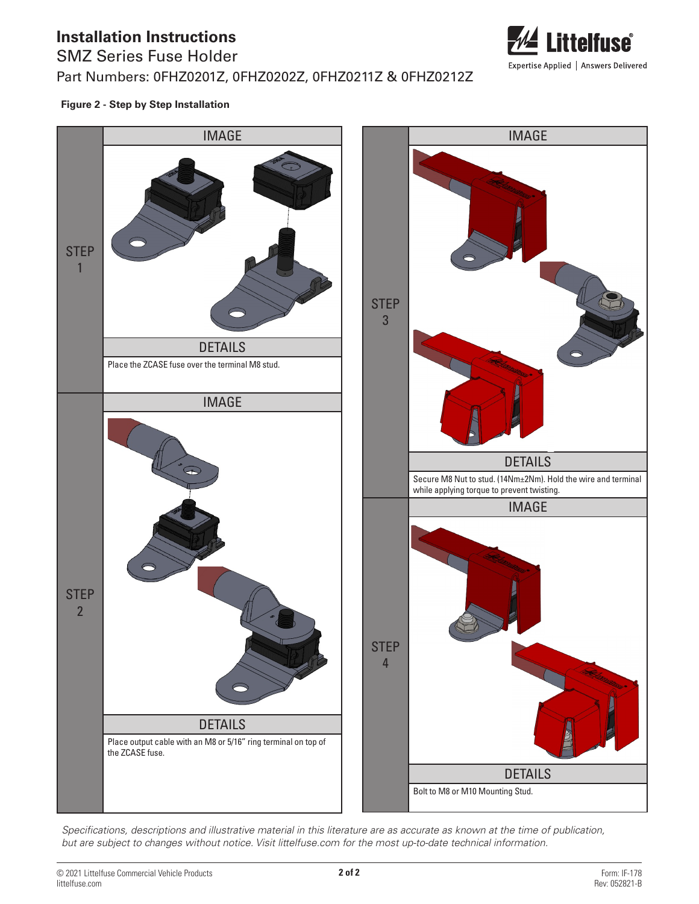# Installation Instructions

## SMZ Series Fuse Holder

Part Numbers: 0FHZ0201Z, 0FHZ0202Z, 0FHZ0211Z & 0FHZ0212Z

**Figure 2 - Step by Step Installation**

| | IMAGE / DETAILS |
|---|---|
| STEP 1 | Place the ZCASE fuse over the terminal M8 stud. |
| STEP 2 | Place output cable with an M8 or 5/16" ring terminal on top of the ZCASE fuse. |
| STEP 3 | Secure M8 Nut to stud. (14Nm±2Nm). Hold the wire and terminal while applying torque to prevent twisting. |
| STEP 4 | Bolt to M8 or M10 Mounting Stud. |

*Specifications, descriptions and illustrative material in this literature are as accurate as known at the time of publication, but are subject to changes without notice. Visit littelfuse.com for the most up-to-date technical information.*

© 2021 Littelfuse Commercial Vehicle Products
littelfuse.com

Form: IF-178
Rev: 052821-B